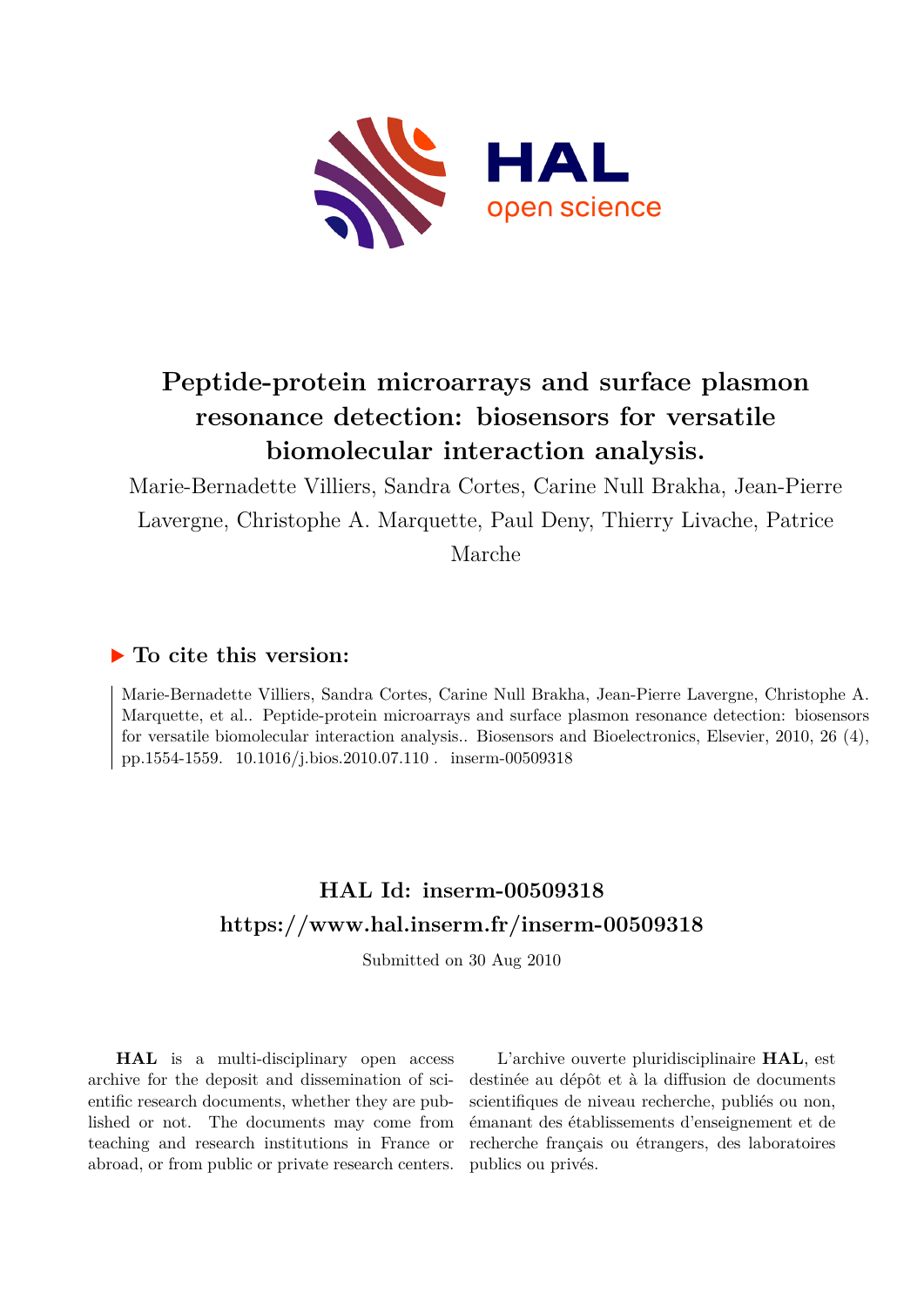# Peptide-protein microarrays and surface plasmon resonance detection: biosensors for versatile biomolecular interaction analysis.

Marie-Bernadette Villiers, Sandra Cortes, Carine Null Brakha, Jean-Pierre Lavergne, Christophe A. Marquette, Paul Deny, Thierry Livache, Patrice Marche

## ▶ To cite this version:

Marie-Bernadette Villiers, Sandra Cortes, Carine Null Brakha, Jean-Pierre Lavergne, Christophe A. Marquette, et al.. Peptide-protein microarrays and surface plasmon resonance detection: biosensors for versatile biomolecular interaction analysis.. Biosensors and Bioelectronics, Elsevier, 2010, 26 (4), pp.1554-1559. 10.1016/j.bios.2010.07.110 . inserm-00509318

## HAL Id: inserm-00509318

## https://www.hal.inserm.fr/inserm-00509318

Submitted on 30 Aug 2010

**HAL** is a multi-disciplinary open access archive for the deposit and dissemination of scientific research documents, whether they are published or not. The documents may come from teaching and research institutions in France or abroad, or from public or private research centers.

L'archive ouverte pluridisciplinaire **HAL**, est destinée au dépôt et à la diffusion de documents scientifiques de niveau recherche, publiés ou non, émanant des établissements d'enseignement et de recherche français ou étrangers, des laboratoires publics ou privés.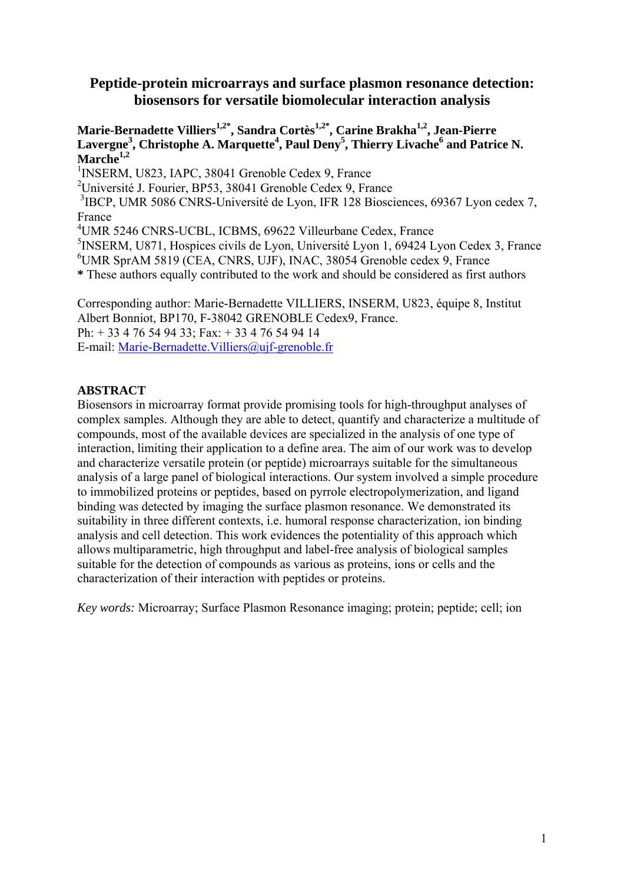# Peptide-protein microarrays and surface plasmon resonance detection: biosensors for versatile biomolecular interaction analysis

**Marie-Bernadette Villiers[1,2*], Sandra Cortès[1,2*], Carine Brakha[1,2], Jean-Pierre Lavergne[3], Christophe A. Marquette[4], Paul Deny[5], Thierry Livache[6] and Patrice N. Marche[1,2]**

[1]INSERM, U823, IAPC, 38041 Grenoble Cedex 9, France

[2]Université J. Fourier, BP53, 38041 Grenoble Cedex 9, France

[3]IBCP, UMR 5086 CNRS-Université de Lyon, IFR 128 Biosciences, 69367 Lyon cedex 7, France

[4]UMR 5246 CNRS-UCBL, ICBMS, 69622 Villeurbane Cedex, France

[5]INSERM, U871, Hospices civils de Lyon, Université Lyon 1, 69424 Lyon Cedex 3, France

[6]UMR SprAM 5819 (CEA, CNRS, UJF), INAC, 38054 Grenoble cedex 9, France

**\*** These authors equally contributed to the work and should be considered as first authors

Corresponding author: Marie-Bernadette VILLIERS, INSERM, U823, équipe 8, Institut Albert Bonniot, BP170, F-38042 GRENOBLE Cedex9, France.
Ph: + 33 4 76 54 94 33; Fax: + 33 4 76 54 94 14
E-mail: Marie-Bernadette.Villiers@ujf-grenoble.fr

## ABSTRACT

Biosensors in microarray format provide promising tools for high-throughput analyses of complex samples. Although they are able to detect, quantify and characterize a multitude of compounds, most of the available devices are specialized in the analysis of one type of interaction, limiting their application to a define area. The aim of our work was to develop and characterize versatile protein (or peptide) microarrays suitable for the simultaneous analysis of a large panel of biological interactions. Our system involved a simple procedure to immobilized proteins or peptides, based on pyrrole electropolymerization, and ligand binding was detected by imaging the surface plasmon resonance. We demonstrated its suitability in three different contexts, i.e. humoral response characterization, ion binding analysis and cell detection. This work evidences the potentiality of this approach which allows multiparametric, high throughput and label-free analysis of biological samples suitable for the detection of compounds as various as proteins, ions or cells and the characterization of their interaction with peptides or proteins.

*Key words:* Microarray; Surface Plasmon Resonance imaging; protein; peptide; cell; ion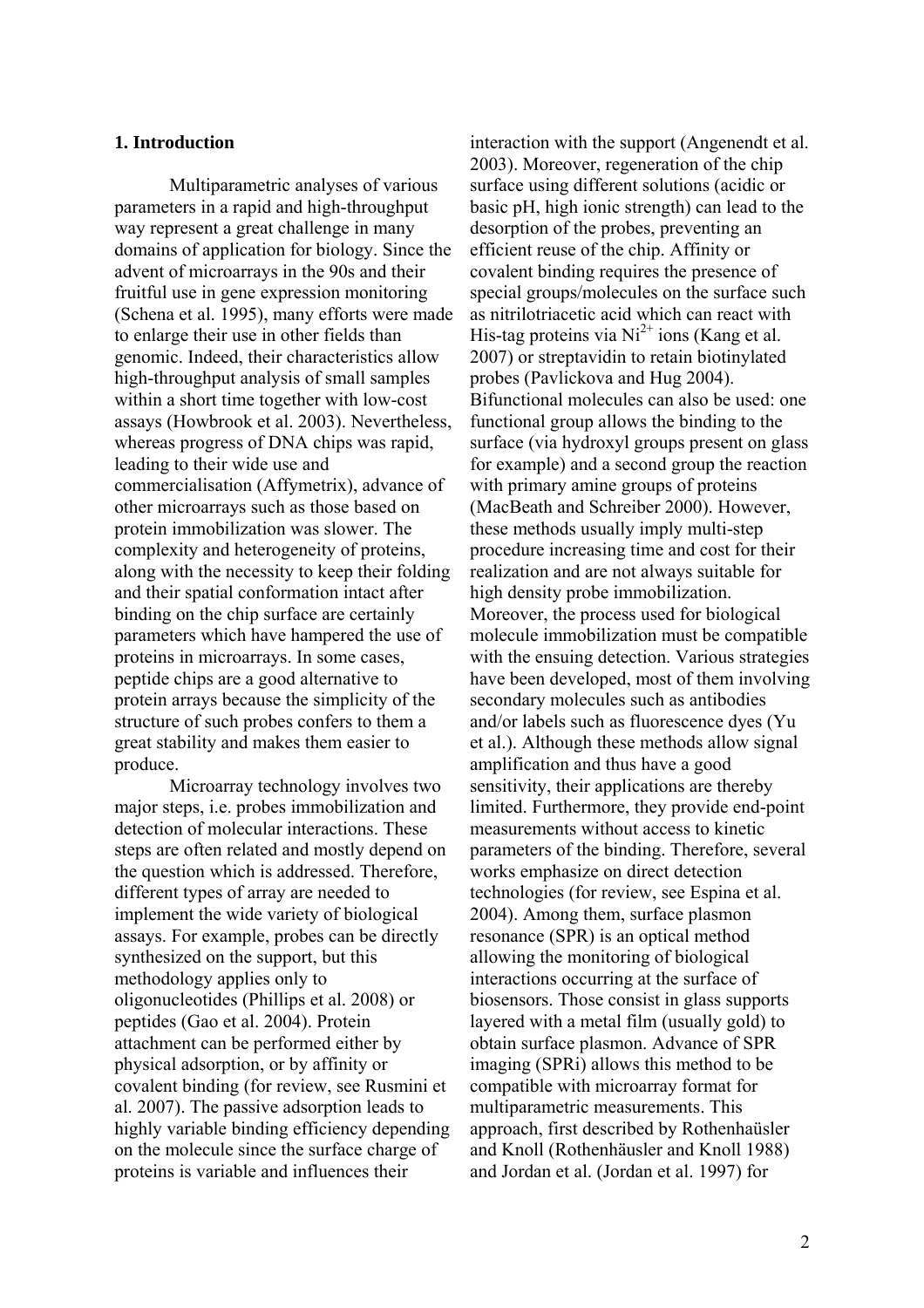## 1. Introduction

Multiparametric analyses of various parameters in a rapid and high-throughput way represent a great challenge in many domains of application for biology. Since the advent of microarrays in the 90s and their fruitful use in gene expression monitoring (Schena et al. 1995), many efforts were made to enlarge their use in other fields than genomic. Indeed, their characteristics allow high-throughput analysis of small samples within a short time together with low-cost assays (Howbrook et al. 2003). Nevertheless, whereas progress of DNA chips was rapid, leading to their wide use and commercialisation (Affymetrix), advance of other microarrays such as those based on protein immobilization was slower. The complexity and heterogeneity of proteins, along with the necessity to keep their folding and their spatial conformation intact after binding on the chip surface are certainly parameters which have hampered the use of proteins in microarrays. In some cases, peptide chips are a good alternative to protein arrays because the simplicity of the structure of such probes confers to them a great stability and makes them easier to produce.

Microarray technology involves two major steps, i.e. probes immobilization and detection of molecular interactions. These steps are often related and mostly depend on the question which is addressed. Therefore, different types of array are needed to implement the wide variety of biological assays. For example, probes can be directly synthesized on the support, but this methodology applies only to oligonucleotides (Phillips et al. 2008) or peptides (Gao et al. 2004). Protein attachment can be performed either by physical adsorption, or by affinity or covalent binding (for review, see Rusmini et al. 2007). The passive adsorption leads to highly variable binding efficiency depending on the molecule since the surface charge of proteins is variable and influences their interaction with the support (Angenendt et al. 2003). Moreover, regeneration of the chip surface using different solutions (acidic or basic pH, high ionic strength) can lead to the desorption of the probes, preventing an efficient reuse of the chip. Affinity or covalent binding requires the presence of special groups/molecules on the surface such as nitrilotriacetic acid which can react with His-tag proteins via $Ni^{2+}$ ions (Kang et al. 2007) or streptavidin to retain biotinylated probes (Pavlickova and Hug 2004). Bifunctional molecules can also be used: one functional group allows the binding to the surface (via hydroxyl groups present on glass for example) and a second group the reaction with primary amine groups of proteins (MacBeath and Schreiber 2000). However, these methods usually imply multi-step procedure increasing time and cost for their realization and are not always suitable for high density probe immobilization. Moreover, the process used for biological molecule immobilization must be compatible with the ensuing detection. Various strategies have been developed, most of them involving secondary molecules such as antibodies and/or labels such as fluorescence dyes (Yu et al.). Although these methods allow signal amplification and thus have a good sensitivity, their applications are thereby limited. Furthermore, they provide end-point measurements without access to kinetic parameters of the binding. Therefore, several works emphasize on direct detection technologies (for review, see Espina et al. 2004). Among them, surface plasmon resonance (SPR) is an optical method allowing the monitoring of biological interactions occurring at the surface of biosensors. Those consist in glass supports layered with a metal film (usually gold) to obtain surface plasmon. Advance of SPR imaging (SPRi) allows this method to be compatible with microarray format for multiparametric measurements. This approach, first described by Rothenhaüsler and Knoll (Rothenhäusler and Knoll 1988) and Jordan et al. (Jordan et al. 1997) for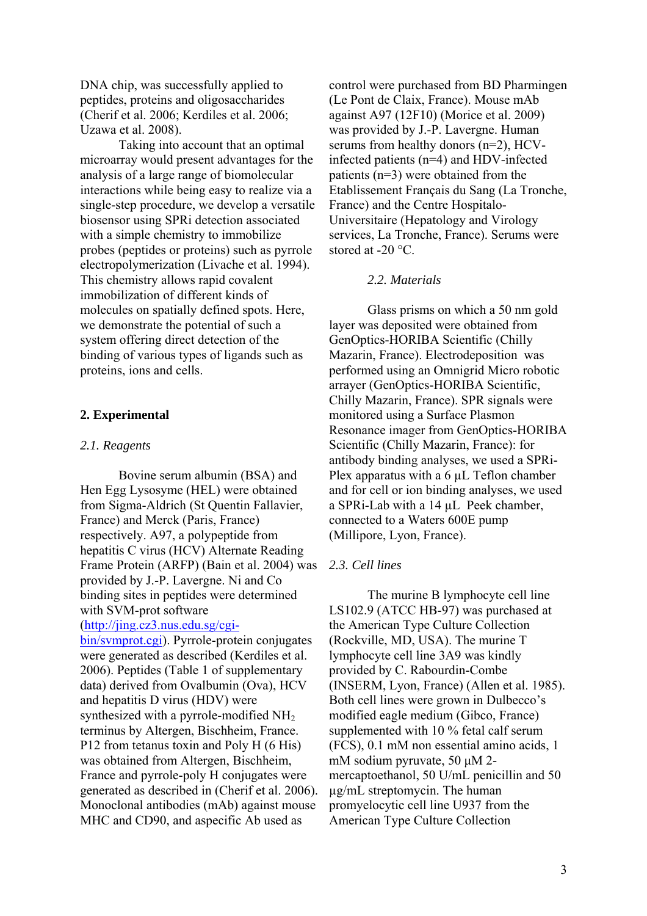DNA chip, was successfully applied to peptides, proteins and oligosaccharides (Cherif et al. 2006; Kerdiles et al. 2006; Uzawa et al. 2008).

Taking into account that an optimal microarray would present advantages for the analysis of a large range of biomolecular interactions while being easy to realize via a single-step procedure, we develop a versatile biosensor using SPRi detection associated with a simple chemistry to immobilize probes (peptides or proteins) such as pyrrole electropolymerization (Livache et al. 1994). This chemistry allows rapid covalent immobilization of different kinds of molecules on spatially defined spots. Here, we demonstrate the potential of such a system offering direct detection of the binding of various types of ligands such as proteins, ions and cells.

## 2. Experimental

### *2.1. Reagents*

Bovine serum albumin (BSA) and Hen Egg Lysosyme (HEL) were obtained from Sigma-Aldrich (St Quentin Fallavier, France) and Merck (Paris, France) respectively. A97, a polypeptide from hepatitis C virus (HCV) Alternate Reading Frame Protein (ARFP) (Bain et al. 2004) was provided by J.-P. Lavergne. Ni and Co binding sites in peptides were determined with SVM-prot software (http://jing.cz3.nus.edu.sg/cgi-bin/svmprot.cgi). Pyrrole-protein conjugates were generated as described (Kerdiles et al. 2006). Peptides (Table 1 of supplementary data) derived from Ovalbumin (Ova), HCV and hepatitis D virus (HDV) were synthesized with a pyrrole-modified $NH_2$ terminus by Altergen, Bischheim, France. P12 from tetanus toxin and Poly H (6 His) was obtained from Altergen, Bischheim, France and pyrrole-poly H conjugates were generated as described in (Cherif et al. 2006). Monoclonal antibodies (mAb) against mouse MHC and CD90, and aspecific Ab used as control were purchased from BD Pharmingen (Le Pont de Claix, France). Mouse mAb against A97 (12F10) (Morice et al. 2009) was provided by J.-P. Lavergne. Human serums from healthy donors (n=2), HCV-infected patients (n=4) and HDV-infected patients (n=3) were obtained from the Etablissement Français du Sang (La Tronche, France) and the Centre Hospitalo-Universitaire (Hepatology and Virology services, La Tronche, France). Serums were stored at -20 °C.

### *2.2. Materials*

Glass prisms on which a 50 nm gold layer was deposited were obtained from GenOptics-HORIBA Scientific (Chilly Mazarin, France). Electrodeposition was performed using an Omnigrid Micro robotic arrayer (GenOptics-HORIBA Scientific, Chilly Mazarin, France). SPR signals were monitored using a Surface Plasmon Resonance imager from GenOptics-HORIBA Scientific (Chilly Mazarin, France): for antibody binding analyses, we used a SPRi-Plex apparatus with a 6 µL Teflon chamber and for cell or ion binding analyses, we used a SPRi-Lab with a 14 µL Peek chamber, connected to a Waters 600E pump (Millipore, Lyon, France).

### *2.3. Cell lines*

The murine B lymphocyte cell line LS102.9 (ATCC HB-97) was purchased at the American Type Culture Collection (Rockville, MD, USA). The murine T lymphocyte cell line 3A9 was kindly provided by C. Rabourdin-Combe (INSERM, Lyon, France) (Allen et al. 1985). Both cell lines were grown in Dulbecco's modified eagle medium (Gibco, France) supplemented with 10 % fetal calf serum (FCS), 0.1 mM non essential amino acids, 1 mM sodium pyruvate, 50 µM 2-mercaptoethanol, 50 U/mL penicillin and 50 µg/mL streptomycin. The human promyelocytic cell line U937 from the American Type Culture Collection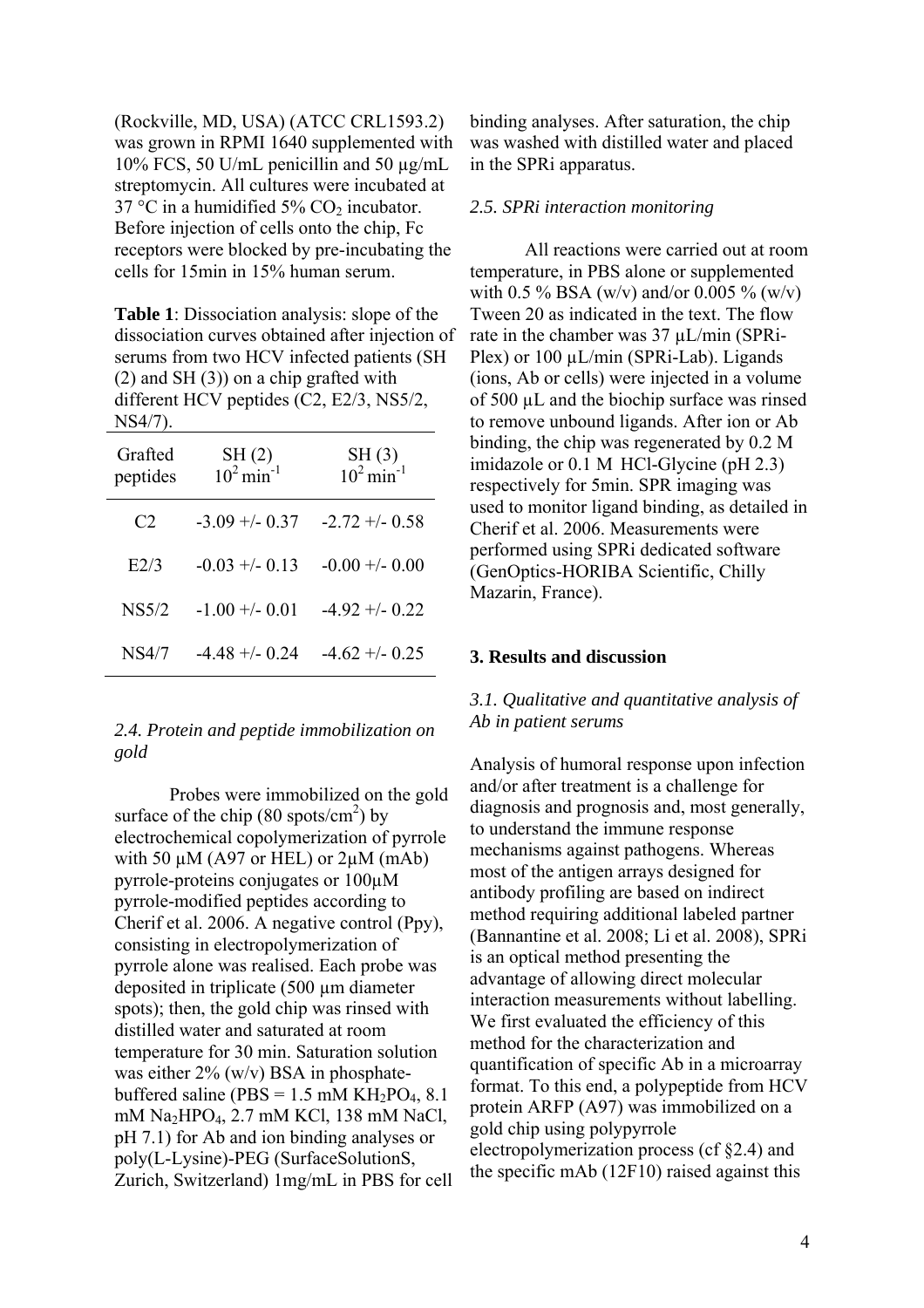(Rockville, MD, USA) (ATCC CRL1593.2) was grown in RPMI 1640 supplemented with 10% FCS, 50 U/mL penicillin and 50 µg/mL streptomycin. All cultures were incubated at 37 °C in a humidified 5% $CO_2$ incubator. Before injection of cells onto the chip, Fc receptors were blocked by pre-incubating the cells for 15min in 15% human serum.

**Table 1**: Dissociation analysis: slope of the dissociation curves obtained after injection of serums from two HCV infected patients (SH (2) and SH (3)) on a chip grafted with different HCV peptides (C2, E2/3, NS5/2, NS4/7).

| Grafted peptides | SH (2) $10^2\,\text{min}^{-1}$ | SH (3) $10^2\,\text{min}^{-1}$ |
|---|---|---|
| C2 | -3.09 +/- 0.37 | -2.72 +/- 0.58 |
| E2/3 | -0.03 +/- 0.13 | -0.00 +/- 0.00 |
| NS5/2 | -1.00 +/- 0.01 | -4.92 +/- 0.22 |
| NS4/7 | -4.48 +/- 0.24 | -4.62 +/- 0.25 |

### *2.4. Protein and peptide immobilization on gold*

Probes were immobilized on the gold surface of the chip (80 spots/cm$^2$) by electrochemical copolymerization of pyrrole with 50 µM (A97 or HEL) or 2µM (mAb) pyrrole-proteins conjugates or 100µM pyrrole-modified peptides according to Cherif et al. 2006. A negative control (Ppy), consisting in electropolymerization of pyrrole alone was realised. Each probe was deposited in triplicate (500 µm diameter spots); then, the gold chip was rinsed with distilled water and saturated at room temperature for 30 min. Saturation solution was either 2% (w/v) BSA in phosphate-buffered saline (PBS = 1.5 mM $KH_2PO_4$, 8.1 mM $Na_2HPO_4$, 2.7 mM KCl, 138 mM NaCl, pH 7.1) for Ab and ion binding analyses or poly(L-Lysine)-PEG (SurfaceSolutionS, Zurich, Switzerland) 1mg/mL in PBS for cell binding analyses. After saturation, the chip was washed with distilled water and placed in the SPRi apparatus.

### *2.5. SPRi interaction monitoring*

All reactions were carried out at room temperature, in PBS alone or supplemented with 0.5 % BSA (w/v) and/or 0.005 % (w/v) Tween 20 as indicated in the text. The flow rate in the chamber was 37 µL/min (SPRi-Plex) or 100 µL/min (SPRi-Lab). Ligands (ions, Ab or cells) were injected in a volume of 500 µL and the biochip surface was rinsed to remove unbound ligands. After ion or Ab binding, the chip was regenerated by 0.2 M imidazole or 0.1 M HCl-Glycine (pH 2.3) respectively for 5min. SPR imaging was used to monitor ligand binding, as detailed in Cherif et al. 2006. Measurements were performed using SPRi dedicated software (GenOptics-HORIBA Scientific, Chilly Mazarin, France).

## 3. Results and discussion

### *3.1. Qualitative and quantitative analysis of Ab in patient serums*

Analysis of humoral response upon infection and/or after treatment is a challenge for diagnosis and prognosis and, most generally, to understand the immune response mechanisms against pathogens. Whereas most of the antigen arrays designed for antibody profiling are based on indirect method requiring additional labeled partner (Bannantine et al. 2008; Li et al. 2008), SPRi is an optical method presenting the advantage of allowing direct molecular interaction measurements without labelling. We first evaluated the efficiency of this method for the characterization and quantification of specific Ab in a microarray format. To this end, a polypeptide from HCV protein ARFP (A97) was immobilized on a gold chip using polypyrrole electropolymerization process (cf §2.4) and the specific mAb (12F10) raised against this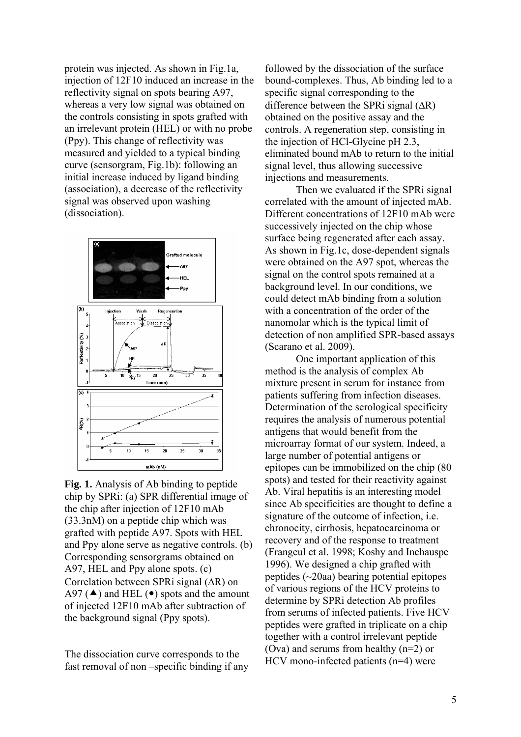protein was injected. As shown in Fig.1a, injection of 12F10 induced an increase in the reflectivity signal on spots bearing A97, whereas a very low signal was obtained on the controls consisting in spots grafted with an irrelevant protein (HEL) or with no probe (Ppy). This change of reflectivity was measured and yielded to a typical binding curve (sensorgram, Fig.1b): following an initial increase induced by ligand binding (association), a decrease of the reflectivity signal was observed upon washing (dissociation).

**Fig. 1.** Analysis of Ab binding to peptide chip by SPRi: (a) SPR differential image of the chip after injection of 12F10 mAb (33.3nM) on a peptide chip which was grafted with peptide A97. Spots with HEL and Ppy alone serve as negative controls. (b) Corresponding sensorgrams obtained on A97, HEL and Ppy alone spots. (c) Correlation between SPRi signal (ΔR) on A97 (▲) and HEL (•) spots and the amount of injected 12F10 mAb after subtraction of the background signal (Ppy spots).

The dissociation curve corresponds to the fast removal of non –specific binding if any followed by the dissociation of the surface bound-complexes. Thus, Ab binding led to a specific signal corresponding to the difference between the SPRi signal (ΔR) obtained on the positive assay and the controls. A regeneration step, consisting in the injection of HCl-Glycine pH 2.3, eliminated bound mAb to return to the initial signal level, thus allowing successive injections and measurements.

Then we evaluated if the SPRi signal correlated with the amount of injected mAb. Different concentrations of 12F10 mAb were successively injected on the chip whose surface being regenerated after each assay. As shown in Fig.1c, dose-dependent signals were obtained on the A97 spot, whereas the signal on the control spots remained at a background level. In our conditions, we could detect mAb binding from a solution with a concentration of the order of the nanomolar which is the typical limit of detection of non amplified SPR-based assays (Scarano et al. 2009).

One important application of this method is the analysis of complex Ab mixture present in serum for instance from patients suffering from infection diseases. Determination of the serological specificity requires the analysis of numerous potential antigens that would benefit from the microarray format of our system. Indeed, a large number of potential antigens or epitopes can be immobilized on the chip (80 spots) and tested for their reactivity against Ab. Viral hepatitis is an interesting model since Ab specificities are thought to define a signature of the outcome of infection, i.e. chronocity, cirrhosis, hepatocarcinoma or recovery and of the response to treatment (Frangeul et al. 1998; Koshy and Inchauspe 1996). We designed a chip grafted with peptides (~20aa) bearing potential epitopes of various regions of the HCV proteins to determine by SPRi detection Ab profiles from serums of infected patients. Five HCV peptides were grafted in triplicate on a chip together with a control irrelevant peptide (Ova) and serums from healthy (n=2) or HCV mono-infected patients (n=4) were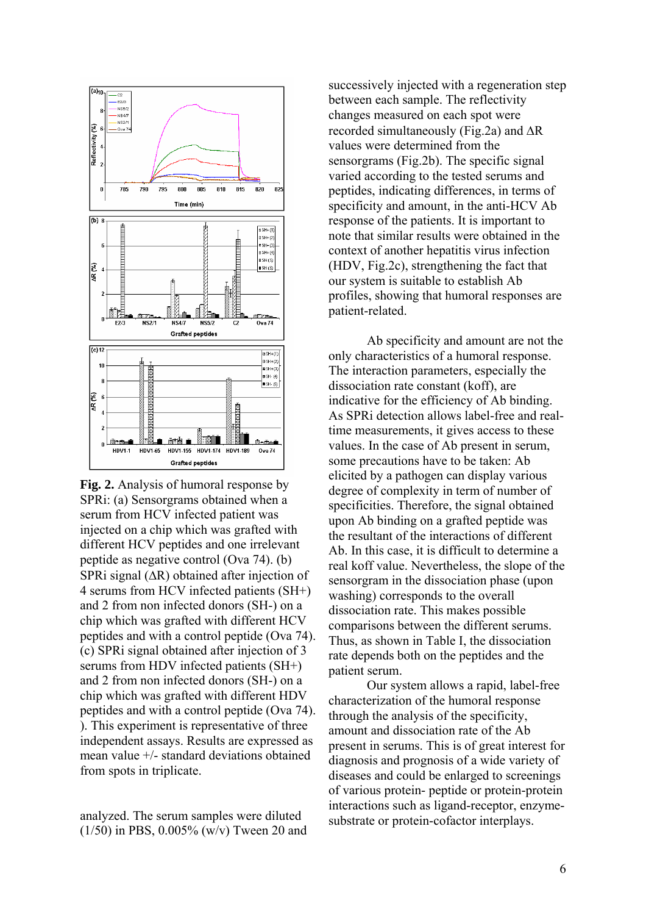**Fig. 2.** Analysis of humoral response by SPRi: (a) Sensorgrams obtained when a serum from HCV infected patient was injected on a chip which was grafted with different HCV peptides and one irrelevant peptide as negative control (Ova 74). (b) SPRi signal (ΔR) obtained after injection of 4 serums from HCV infected patients (SH+) and 2 from non infected donors (SH-) on a chip which was grafted with different HCV peptides and with a control peptide (Ova 74). (c) SPRi signal obtained after injection of 3 serums from HDV infected patients (SH+) and 2 from non infected donors (SH-) on a chip which was grafted with different HDV peptides and with a control peptide (Ova 74). ). This experiment is representative of three independent assays. Results are expressed as mean value +/- standard deviations obtained from spots in triplicate.

analyzed. The serum samples were diluted (1/50) in PBS, 0.005% (w/v) Tween 20 and successively injected with a regeneration step between each sample. The reflectivity changes measured on each spot were recorded simultaneously (Fig.2a) and ΔR values were determined from the sensorgrams (Fig.2b). The specific signal varied according to the tested serums and peptides, indicating differences, in terms of specificity and amount, in the anti-HCV Ab response of the patients. It is important to note that similar results were obtained in the context of another hepatitis virus infection (HDV, Fig.2c), strengthening the fact that our system is suitable to establish Ab profiles, showing that humoral responses are patient-related.

Ab specificity and amount are not the only characteristics of a humoral response. The interaction parameters, especially the dissociation rate constant (koff), are indicative for the efficiency of Ab binding. As SPRi detection allows label-free and real-time measurements, it gives access to these values. In the case of Ab present in serum, some precautions have to be taken: Ab elicited by a pathogen can display various degree of complexity in term of number of specificities. Therefore, the signal obtained upon Ab binding on a grafted peptide was the resultant of the interactions of different Ab. In this case, it is difficult to determine a real koff value. Nevertheless, the slope of the sensorgram in the dissociation phase (upon washing) corresponds to the overall dissociation rate. This makes possible comparisons between the different serums. Thus, as shown in Table I, the dissociation rate depends both on the peptides and the patient serum.

Our system allows a rapid, label-free characterization of the humoral response through the analysis of the specificity, amount and dissociation rate of the Ab present in serums. This is of great interest for diagnosis and prognosis of a wide variety of diseases and could be enlarged to screenings of various protein- peptide or protein-protein interactions such as ligand-receptor, enzyme-substrate or protein-cofactor interplays.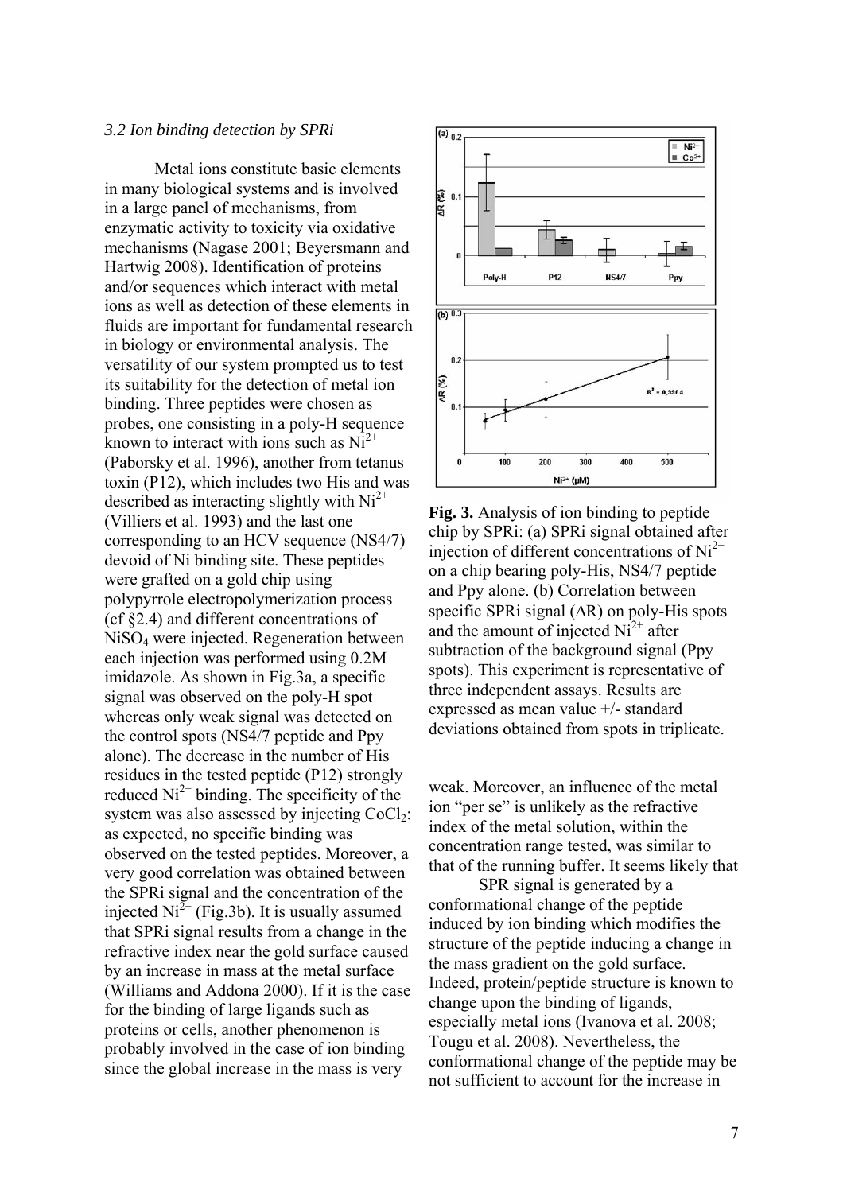*3.2 Ion binding detection by SPRi*

Metal ions constitute basic elements in many biological systems and is involved in a large panel of mechanisms, from enzymatic activity to toxicity via oxidative mechanisms (Nagase 2001; Beyersmann and Hartwig 2008). Identification of proteins and/or sequences which interact with metal ions as well as detection of these elements in fluids are important for fundamental research in biology or environmental analysis. The versatility of our system prompted us to test its suitability for the detection of metal ion binding. Three peptides were chosen as probes, one consisting in a poly-H sequence known to interact with ions such as $Ni^{2+}$ (Paborsky et al. 1996), another from tetanus toxin (P12), which includes two His and was described as interacting slightly with $Ni^{2+}$ (Villiers et al. 1993) and the last one corresponding to an HCV sequence (NS4/7) devoid of Ni binding site. These peptides were grafted on a gold chip using polypyrrole electropolymerization process (cf §2.4) and different concentrations of $NiSO_4$ were injected. Regeneration between each injection was performed using 0.2M imidazole. As shown in Fig.3a, a specific signal was observed on the poly-H spot whereas only weak signal was detected on the control spots (NS4/7 peptide and Ppy alone). The decrease in the number of His residues in the tested peptide (P12) strongly reduced $Ni^{2+}$ binding. The specificity of the system was also assessed by injecting $CoCl_2$: as expected, no specific binding was observed on the tested peptides. Moreover, a very good correlation was obtained between the SPRi signal and the concentration of the injected $Ni^{2+}$ (Fig.3b). It is usually assumed that SPRi signal results from a change in the refractive index near the gold surface caused by an increase in mass at the metal surface (Williams and Addona 2000). If it is the case for the binding of large ligands such as proteins or cells, another phenomenon is probably involved in the case of ion binding since the global increase in the mass is very weak. Moreover, an influence of the metal ion "per se" is unlikely as the refractive index of the metal solution, within the concentration range tested, was similar to that of the running buffer. It seems likely that

SPR signal is generated by a conformational change of the peptide induced by ion binding which modifies the structure of the peptide inducing a change in the mass gradient on the gold surface. Indeed, protein/peptide structure is known to change upon the binding of ligands, especially metal ions (Ivanova et al. 2008; Tougu et al. 2008). Nevertheless, the conformational change of the peptide may be not sufficient to account for the increase in

**Fig. 3.** Analysis of ion binding to peptide chip by SPRi: (a) SPRi signal obtained after injection of different concentrations of $Ni^{2+}$ on a chip bearing poly-His, NS4/7 peptide and Ppy alone. (b) Correlation between specific SPRi signal (ΔR) on poly-His spots and the amount of injected $Ni^{2+}$ after subtraction of the background signal (Ppy spots). This experiment is representative of three independent assays. Results are expressed as mean value +/- standard deviations obtained from spots in triplicate.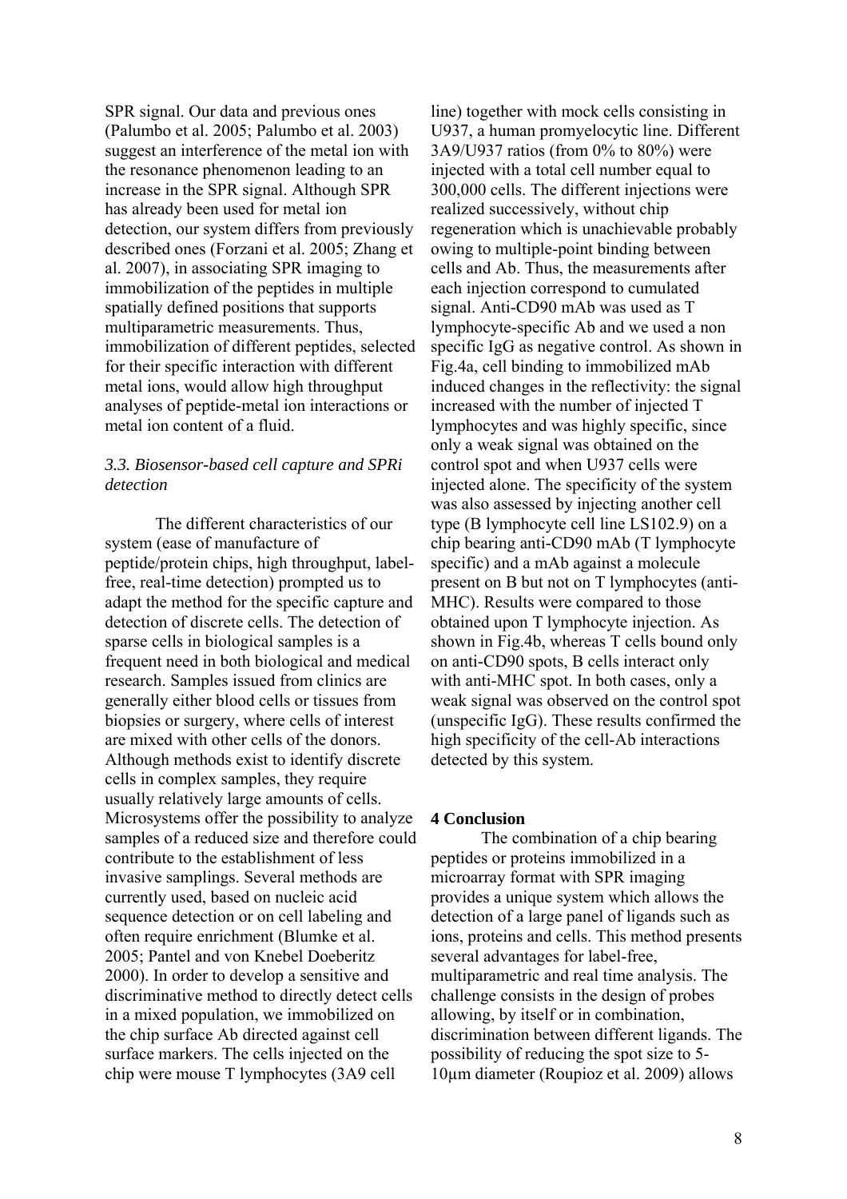SPR signal. Our data and previous ones (Palumbo et al. 2005; Palumbo et al. 2003) suggest an interference of the metal ion with the resonance phenomenon leading to an increase in the SPR signal. Although SPR has already been used for metal ion detection, our system differs from previously described ones (Forzani et al. 2005; Zhang et al. 2007), in associating SPR imaging to immobilization of the peptides in multiple spatially defined positions that supports multiparametric measurements. Thus, immobilization of different peptides, selected for their specific interaction with different metal ions, would allow high throughput analyses of peptide-metal ion interactions or metal ion content of a fluid.

### *3.3. Biosensor-based cell capture and SPRi detection*

The different characteristics of our system (ease of manufacture of peptide/protein chips, high throughput, label-free, real-time detection) prompted us to adapt the method for the specific capture and detection of discrete cells. The detection of sparse cells in biological samples is a frequent need in both biological and medical research. Samples issued from clinics are generally either blood cells or tissues from biopsies or surgery, where cells of interest are mixed with other cells of the donors. Although methods exist to identify discrete cells in complex samples, they require usually relatively large amounts of cells. Microsystems offer the possibility to analyze samples of a reduced size and therefore could contribute to the establishment of less invasive samplings. Several methods are currently used, based on nucleic acid sequence detection or on cell labeling and often require enrichment (Blumke et al. 2005; Pantel and von Knebel Doeberitz 2000). In order to develop a sensitive and discriminative method to directly detect cells in a mixed population, we immobilized on the chip surface Ab directed against cell surface markers. The cells injected on the chip were mouse T lymphocytes (3A9 cell line) together with mock cells consisting in U937, a human promyelocytic line. Different 3A9/U937 ratios (from 0% to 80%) were injected with a total cell number equal to 300,000 cells. The different injections were realized successively, without chip regeneration which is unachievable probably owing to multiple-point binding between cells and Ab. Thus, the measurements after each injection correspond to cumulated signal. Anti-CD90 mAb was used as T lymphocyte-specific Ab and we used a non specific IgG as negative control. As shown in Fig.4a, cell binding to immobilized mAb induced changes in the reflectivity: the signal increased with the number of injected T lymphocytes and was highly specific, since only a weak signal was obtained on the control spot and when U937 cells were injected alone. The specificity of the system was also assessed by injecting another cell type (B lymphocyte cell line LS102.9) on a chip bearing anti-CD90 mAb (T lymphocyte specific) and a mAb against a molecule present on B but not on T lymphocytes (anti-MHC). Results were compared to those obtained upon T lymphocyte injection. As shown in Fig.4b, whereas T cells bound only on anti-CD90 spots, B cells interact only with anti-MHC spot. In both cases, only a weak signal was observed on the control spot (unspecific IgG). These results confirmed the high specificity of the cell-Ab interactions detected by this system.

## 4 Conclusion

The combination of a chip bearing peptides or proteins immobilized in a microarray format with SPR imaging provides a unique system which allows the detection of a large panel of ligands such as ions, proteins and cells. This method presents several advantages for label-free, multiparametric and real time analysis. The challenge consists in the design of probes allowing, by itself or in combination, discrimination between different ligands. The possibility of reducing the spot size to 5-10µm diameter (Roupioz et al. 2009) allows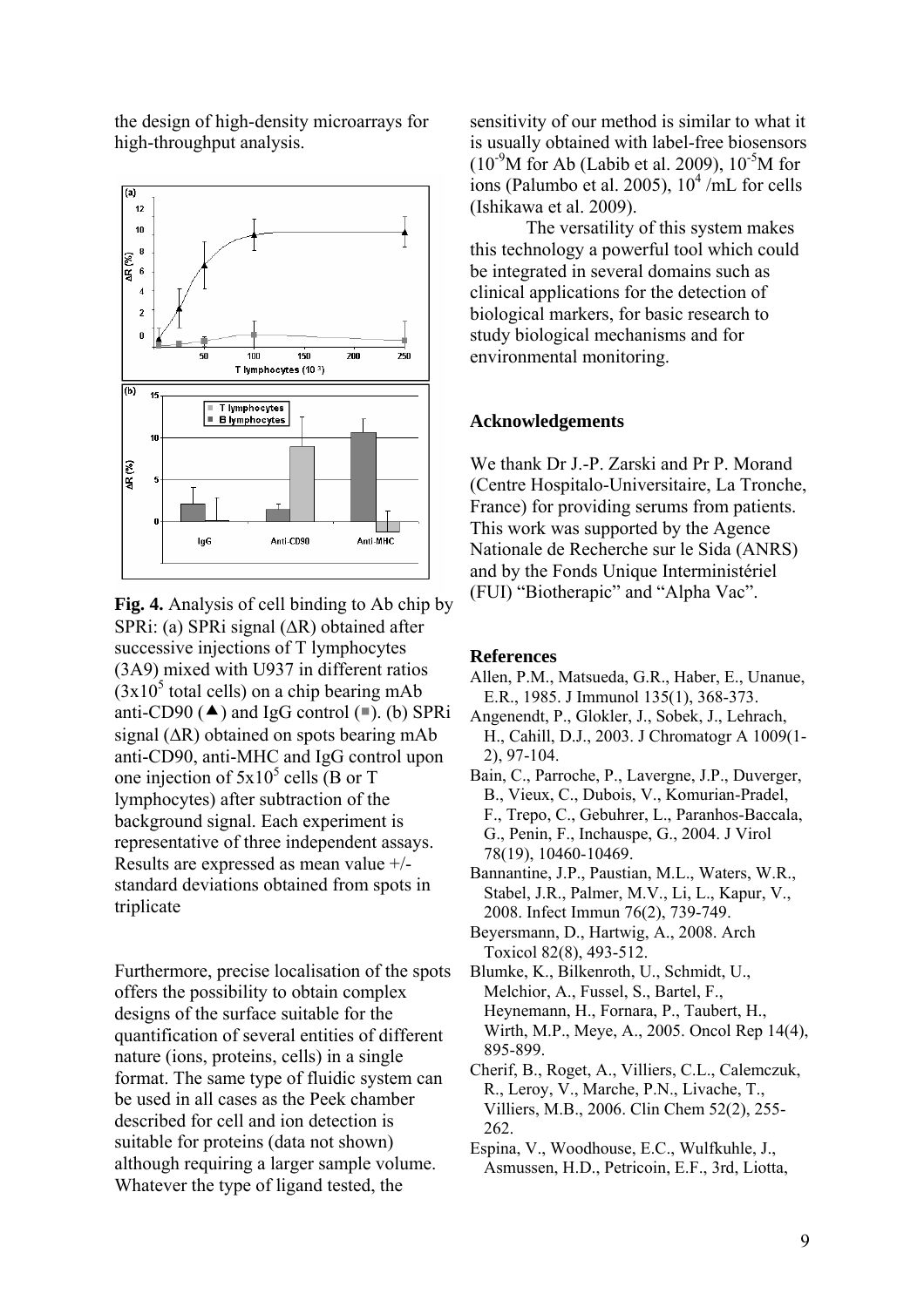the design of high-density microarrays for high-throughput analysis.

**Fig. 4.** Analysis of cell binding to Ab chip by SPRi: (a) SPRi signal (ΔR) obtained after successive injections of T lymphocytes (3A9) mixed with U937 in different ratios ($3 \times 10^5$ total cells) on a chip bearing mAb anti-CD90 (▲) and IgG control (■). (b) SPRi signal (ΔR) obtained on spots bearing mAb anti-CD90, anti-MHC and IgG control upon one injection of $5 \times 10^5$ cells (B or T lymphocytes) after subtraction of the background signal. Each experiment is representative of three independent assays. Results are expressed as mean value +/- standard deviations obtained from spots in triplicate

Furthermore, precise localisation of the spots offers the possibility to obtain complex designs of the surface suitable for the quantification of several entities of different nature (ions, proteins, cells) in a single format. The same type of fluidic system can be used in all cases as the Peek chamber described for cell and ion detection is suitable for proteins (data not shown) although requiring a larger sample volume. Whatever the type of ligand tested, the sensitivity of our method is similar to what it is usually obtained with label-free biosensors ($10^{-9}$M for Ab (Labib et al. 2009), $10^{-5}$M for ions (Palumbo et al. 2005), $10^4$ /mL for cells (Ishikawa et al. 2009).

The versatility of this system makes this technology a powerful tool which could be integrated in several domains such as clinical applications for the detection of biological markers, for basic research to study biological mechanisms and for environmental monitoring.

## Acknowledgements

We thank Dr J.-P. Zarski and Pr P. Morand (Centre Hospitalo-Universitaire, La Tronche, France) for providing serums from patients. This work was supported by the Agence Nationale de Recherche sur le Sida (ANRS) and by the Fonds Unique Interministériel (FUI) "Biotherapic" and "Alpha Vac".

## References

Allen, P.M., Matsueda, G.R., Haber, E., Unanue, E.R., 1985. J Immunol 135(1), 368-373.

Angenendt, P., Glokler, J., Sobek, J., Lehrach, H., Cahill, D.J., 2003. J Chromatogr A 1009(1-2), 97-104.

Bain, C., Parroche, P., Lavergne, J.P., Duverger, B., Vieux, C., Dubois, V., Komurian-Pradel, F., Trepo, C., Gebuhrer, L., Paranhos-Baccala, G., Penin, F., Inchauspe, G., 2004. J Virol 78(19), 10460-10469.

Bannantine, J.P., Paustian, M.L., Waters, W.R., Stabel, J.R., Palmer, M.V., Li, L., Kapur, V., 2008. Infect Immun 76(2), 739-749.

Beyersmann, D., Hartwig, A., 2008. Arch Toxicol 82(8), 493-512.

Blumke, K., Bilkenroth, U., Schmidt, U., Melchior, A., Fussel, S., Bartel, F., Heynemann, H., Fornara, P., Taubert, H., Wirth, M.P., Meye, A., 2005. Oncol Rep 14(4), 895-899.

Cherif, B., Roget, A., Villiers, C.L., Calemczuk, R., Leroy, V., Marche, P.N., Livache, T., Villiers, M.B., 2006. Clin Chem 52(2), 255-262.

Espina, V., Woodhouse, E.C., Wulfkuhle, J., Asmussen, H.D., Petricoin, E.F., 3rd, Liotta,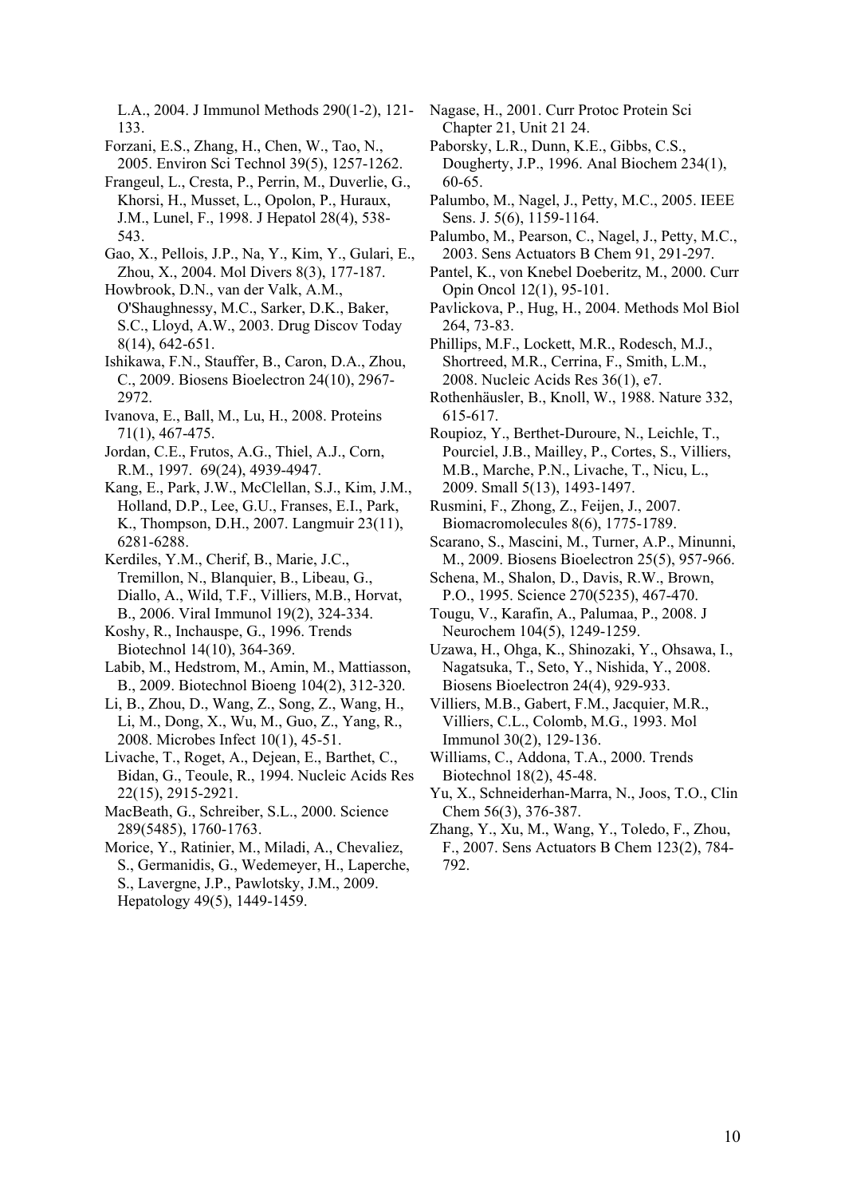L.A., 2004. J Immunol Methods 290(1-2), 121-133.

Forzani, E.S., Zhang, H., Chen, W., Tao, N., 2005. Environ Sci Technol 39(5), 1257-1262.

Frangeul, L., Cresta, P., Perrin, M., Duverlie, G., Khorsi, H., Musset, L., Opolon, P., Huraux, J.M., Lunel, F., 1998. J Hepatol 28(4), 538-543.

Gao, X., Pellois, J.P., Na, Y., Kim, Y., Gulari, E., Zhou, X., 2004. Mol Divers 8(3), 177-187.

Howbrook, D.N., van der Valk, A.M., O'Shaughnessy, M.C., Sarker, D.K., Baker, S.C., Lloyd, A.W., 2003. Drug Discov Today 8(14), 642-651.

Ishikawa, F.N., Stauffer, B., Caron, D.A., Zhou, C., 2009. Biosens Bioelectron 24(10), 2967-2972.

Ivanova, E., Ball, M., Lu, H., 2008. Proteins 71(1), 467-475.

Jordan, C.E., Frutos, A.G., Thiel, A.J., Corn, R.M., 1997. 69(24), 4939-4947.

Kang, E., Park, J.W., McClellan, S.J., Kim, J.M., Holland, D.P., Lee, G.U., Franses, E.I., Park, K., Thompson, D.H., 2007. Langmuir 23(11), 6281-6288.

Kerdiles, Y.M., Cherif, B., Marie, J.C., Tremillon, N., Blanquier, B., Libeau, G., Diallo, A., Wild, T.F., Villiers, M.B., Horvat, B., 2006. Viral Immunol 19(2), 324-334.

Koshy, R., Inchauspe, G., 1996. Trends Biotechnol 14(10), 364-369.

Labib, M., Hedstrom, M., Amin, M., Mattiasson, B., 2009. Biotechnol Bioeng 104(2), 312-320.

Li, B., Zhou, D., Wang, Z., Song, Z., Wang, H., Li, M., Dong, X., Wu, M., Guo, Z., Yang, R., 2008. Microbes Infect 10(1), 45-51.

Livache, T., Roget, A., Dejean, E., Barthet, C., Bidan, G., Teoule, R., 1994. Nucleic Acids Res 22(15), 2915-2921.

MacBeath, G., Schreiber, S.L., 2000. Science 289(5485), 1760-1763.

Morice, Y., Ratinier, M., Miladi, A., Chevaliez, S., Germanidis, G., Wedemeyer, H., Laperche, S., Lavergne, J.P., Pawlotsky, J.M., 2009. Hepatology 49(5), 1449-1459.

Nagase, H., 2001. Curr Protoc Protein Sci Chapter 21, Unit 21 24.

Paborsky, L.R., Dunn, K.E., Gibbs, C.S., Dougherty, J.P., 1996. Anal Biochem 234(1), 60-65.

Palumbo, M., Nagel, J., Petty, M.C., 2005. IEEE Sens. J. 5(6), 1159-1164.

Palumbo, M., Pearson, C., Nagel, J., Petty, M.C., 2003. Sens Actuators B Chem 91, 291-297.

Pantel, K., von Knebel Doeberitz, M., 2000. Curr Opin Oncol 12(1), 95-101.

Pavlickova, P., Hug, H., 2004. Methods Mol Biol 264, 73-83.

Phillips, M.F., Lockett, M.R., Rodesch, M.J., Shortreed, M.R., Cerrina, F., Smith, L.M., 2008. Nucleic Acids Res 36(1), e7.

Rothenhäusler, B., Knoll, W., 1988. Nature 332, 615-617.

Roupioz, Y., Berthet-Duroure, N., Leichle, T., Pourciel, J.B., Mailley, P., Cortes, S., Villiers, M.B., Marche, P.N., Livache, T., Nicu, L., 2009. Small 5(13), 1493-1497.

Rusmini, F., Zhong, Z., Feijen, J., 2007. Biomacromolecules 8(6), 1775-1789.

Scarano, S., Mascini, M., Turner, A.P., Minunni, M., 2009. Biosens Bioelectron 25(5), 957-966.

Schena, M., Shalon, D., Davis, R.W., Brown, P.O., 1995. Science 270(5235), 467-470.

Tougu, V., Karafin, A., Palumaa, P., 2008. J Neurochem 104(5), 1249-1259.

Uzawa, H., Ohga, K., Shinozaki, Y., Ohsawa, I., Nagatsuka, T., Seto, Y., Nishida, Y., 2008. Biosens Bioelectron 24(4), 929-933.

Villiers, M.B., Gabert, F.M., Jacquier, M.R., Villiers, C.L., Colomb, M.G., 1993. Mol Immunol 30(2), 129-136.

Williams, C., Addona, T.A., 2000. Trends Biotechnol 18(2), 45-48.

Yu, X., Schneiderhan-Marra, N., Joos, T.O., Clin Chem 56(3), 376-387.

Zhang, Y., Xu, M., Wang, Y., Toledo, F., Zhou, F., 2007. Sens Actuators B Chem 123(2), 784-792.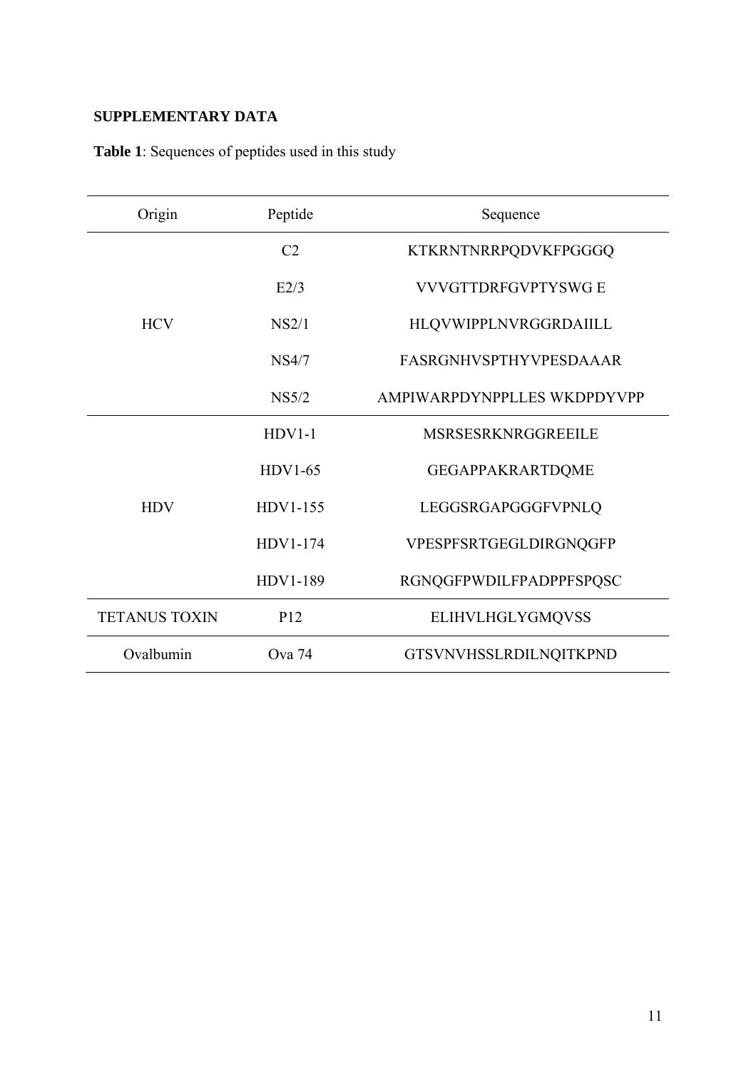**SUPPLEMENTARY DATA**

**Table 1**: Sequences of peptides used in this study

| Origin | Peptide | Sequence |
|---|---|---|
| HCV | C2 | KTKRNTNRRPQDVKFPGGGQ |
| | E2/3 | VVVGTTDRFGVPTYSWG E |
| | NS2/1 | HLQVWIPPLNVRGGRDAIILL |
| | NS4/7 | FASRGNHVSPTHYVPESDAAAR |
| | NS5/2 | AMPIWARPDYNPPLLES WKDPDYVPP |
| HDV | HDV1-1 | MSRSESRKNRGGREEILE |
| | HDV1-65 | GEGAPPAKRARTDQME |
| | HDV1-155 | LEGGSRGAPGGGFVPNLQ |
| | HDV1-174 | VPESPFSRTGEGLDIRGNQGFP |
| | HDV1-189 | RGNQGFPWDILFPADPPFSPQSC |
| TETANUS TOXIN | P12 | ELIHVLHGLYGMQVSS |
| Ovalbumin | Ova 74 | GTSVNVHSSLRDILNQITKPND |